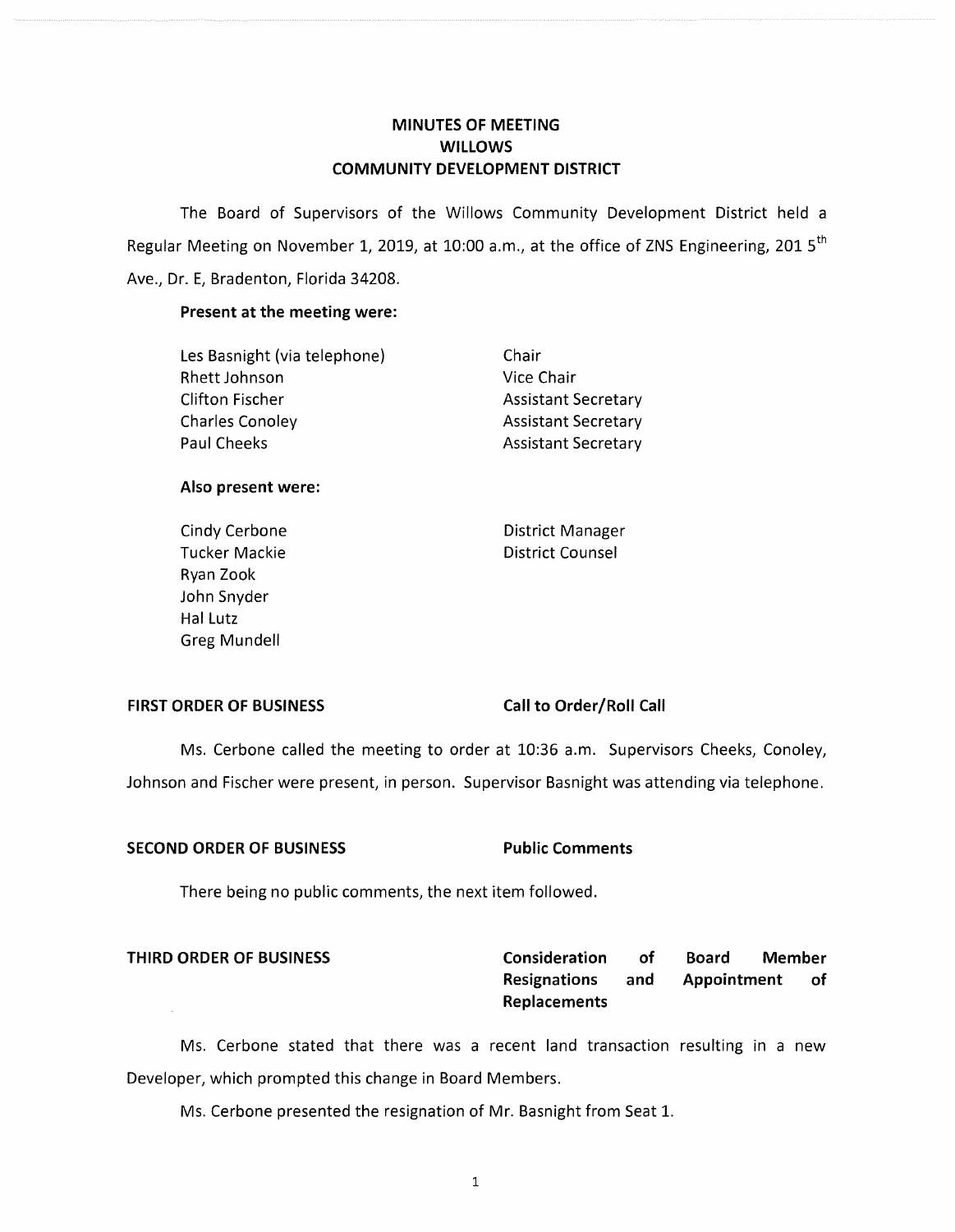# MINUTES OF MEETING
# WILLOWS
# COMMUNITY DEVELOPMENT DISTRICT

The Board of Supervisors of the Willows Community Development District held a Regular Meeting on November 1, 2019, at 10:00 a.m., at the office of ZNS Engineering, 201 5th Ave., Dr. E, Bradenton, Florida 34208.

**Present at the meeting were:**

| | |
|---|---|
| Les Basnight (via telephone) | Chair |
| Rhett Johnson | Vice Chair |
| Clifton Fischer | Assistant Secretary |
| Charles Conoley | Assistant Secretary |
| Paul Cheeks | Assistant Secretary |

**Also present were:**

| | |
|---|---|
| Cindy Cerbone | District Manager |
| Tucker Mackie | District Counsel |
| Ryan Zook | |
| John Snyder | |
| Hal Lutz | |
| Greg Mundell | |

**FIRST ORDER OF BUSINESS** — **Call to Order/Roll Call**

Ms. Cerbone called the meeting to order at 10:36 a.m. Supervisors Cheeks, Conoley, Johnson and Fischer were present, in person. Supervisor Basnight was attending via telephone.

**SECOND ORDER OF BUSINESS** — **Public Comments**

There being no public comments, the next item followed.

**THIRD ORDER OF BUSINESS** — **Consideration of Board Member Resignations and Appointment of Replacements**

Ms. Cerbone stated that there was a recent land transaction resulting in a new Developer, which prompted this change in Board Members.

Ms. Cerbone presented the resignation of Mr. Basnight from Seat 1.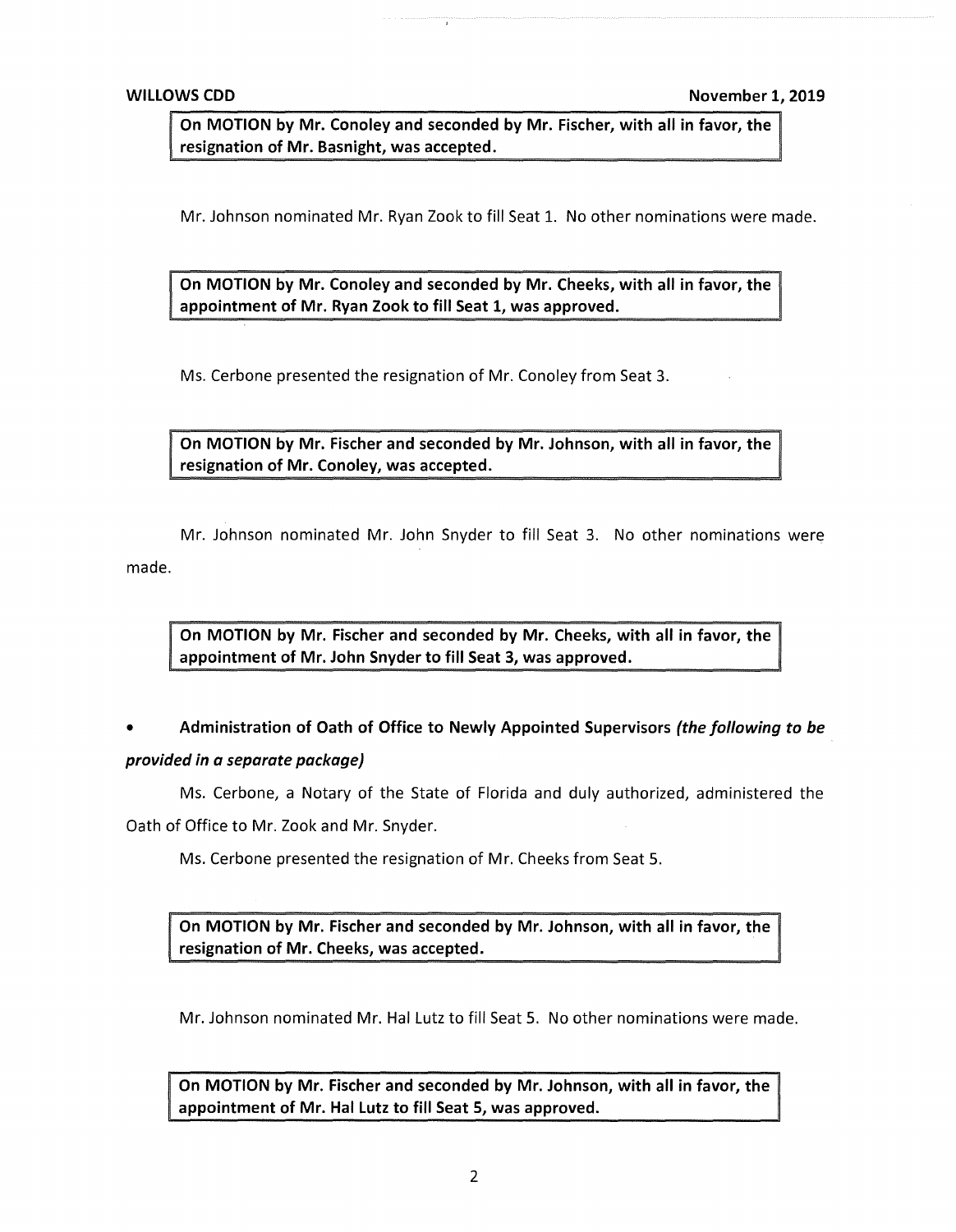**On MOTION by Mr. Conoley and seconded by Mr. Fischer, with all in favor, the resignation of Mr. Basnight, was accepted.**

Mr. Johnson nominated Mr. Ryan Zook to fill Seat 1. No other nominations were made.

**On MOTION by Mr. Conoley and seconded by Mr. Cheeks, with all in favor, the appointment of Mr. Ryan Zook to fill Seat 1, was approved.**

Ms. Cerbone presented the resignation of Mr. Conoley from Seat 3.

**On MOTION by Mr. Fischer and seconded by Mr. Johnson, with all in favor, the resignation of Mr. Conoley, was accepted.**

Mr. Johnson nominated Mr. John Snyder to fill Seat 3. No other nominations were made.

**On MOTION by Mr. Fischer and seconded by Mr. Cheeks, with all in favor, the appointment of Mr. John Snyder to fill Seat 3, was approved.**

- **Administration of Oath of Office to Newly Appointed Supervisors *(the following to be provided in a separate package)***

Ms. Cerbone, a Notary of the State of Florida and duly authorized, administered the Oath of Office to Mr. Zook and Mr. Snyder.

Ms. Cerbone presented the resignation of Mr. Cheeks from Seat 5.

**On MOTION by Mr. Fischer and seconded by Mr. Johnson, with all in favor, the resignation of Mr. Cheeks, was accepted.**

Mr. Johnson nominated Mr. Hal Lutz to fill Seat 5. No other nominations were made.

**On MOTION by Mr. Fischer and seconded by Mr. Johnson, with all in favor, the appointment of Mr. Hal Lutz to fill Seat 5, was approved.**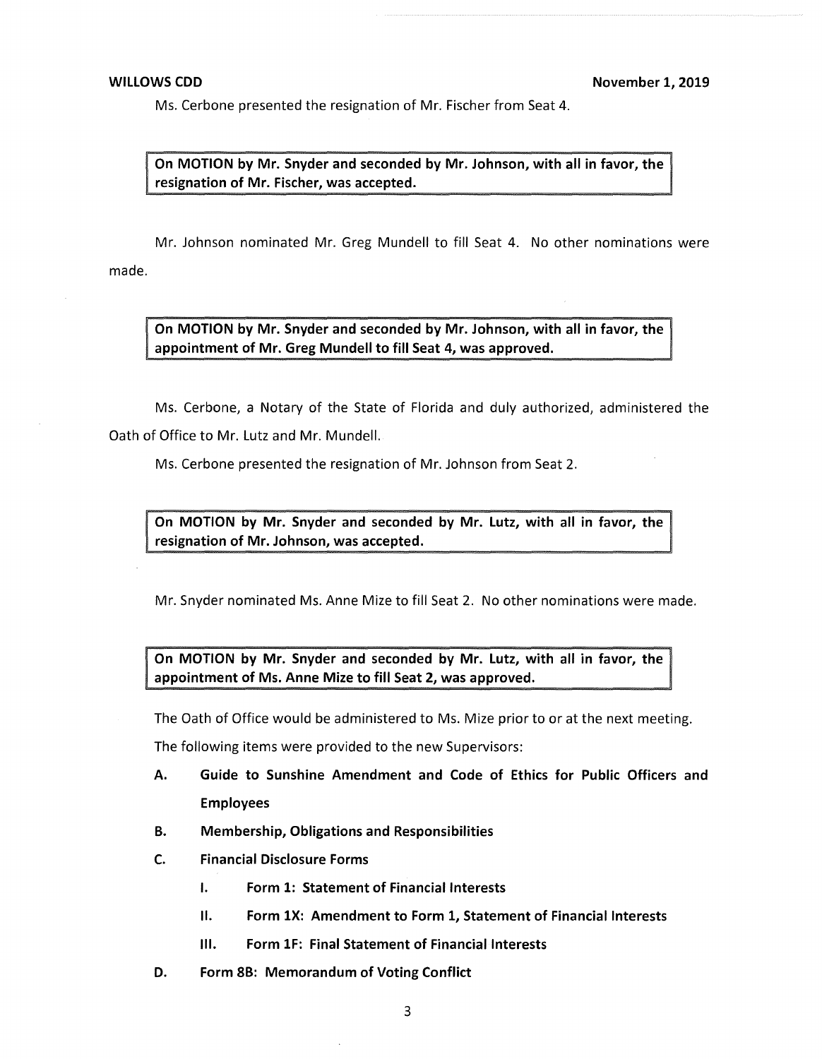Ms. Cerbone presented the resignation of Mr. Fischer from Seat 4.

> **On MOTION by Mr. Snyder and seconded by Mr. Johnson, with all in favor, the resignation of Mr. Fischer, was accepted.**

Mr. Johnson nominated Mr. Greg Mundell to fill Seat 4. No other nominations were made.

> **On MOTION by Mr. Snyder and seconded by Mr. Johnson, with all in favor, the appointment of Mr. Greg Mundell to fill Seat 4, was approved.**

Ms. Cerbone, a Notary of the State of Florida and duly authorized, administered the Oath of Office to Mr. Lutz and Mr. Mundell.

Ms. Cerbone presented the resignation of Mr. Johnson from Seat 2.

> **On MOTION by Mr. Snyder and seconded by Mr. Lutz, with all in favor, the resignation of Mr. Johnson, was accepted.**

Mr. Snyder nominated Ms. Anne Mize to fill Seat 2. No other nominations were made.

> **On MOTION by Mr. Snyder and seconded by Mr. Lutz, with all in favor, the appointment of Ms. Anne Mize to fill Seat 2, was approved.**

The Oath of Office would be administered to Ms. Mize prior to or at the next meeting.

The following items were provided to the new Supervisors:

- **A. Guide to Sunshine Amendment and Code of Ethics for Public Officers and Employees**
- **B. Membership, Obligations and Responsibilities**
- **C. Financial Disclosure Forms**
  - **I. Form 1: Statement of Financial Interests**
  - **II. Form 1X: Amendment to Form 1, Statement of Financial Interests**
  - **III. Form 1F: Final Statement of Financial Interests**
- **D. Form 8B: Memorandum of Voting Conflict**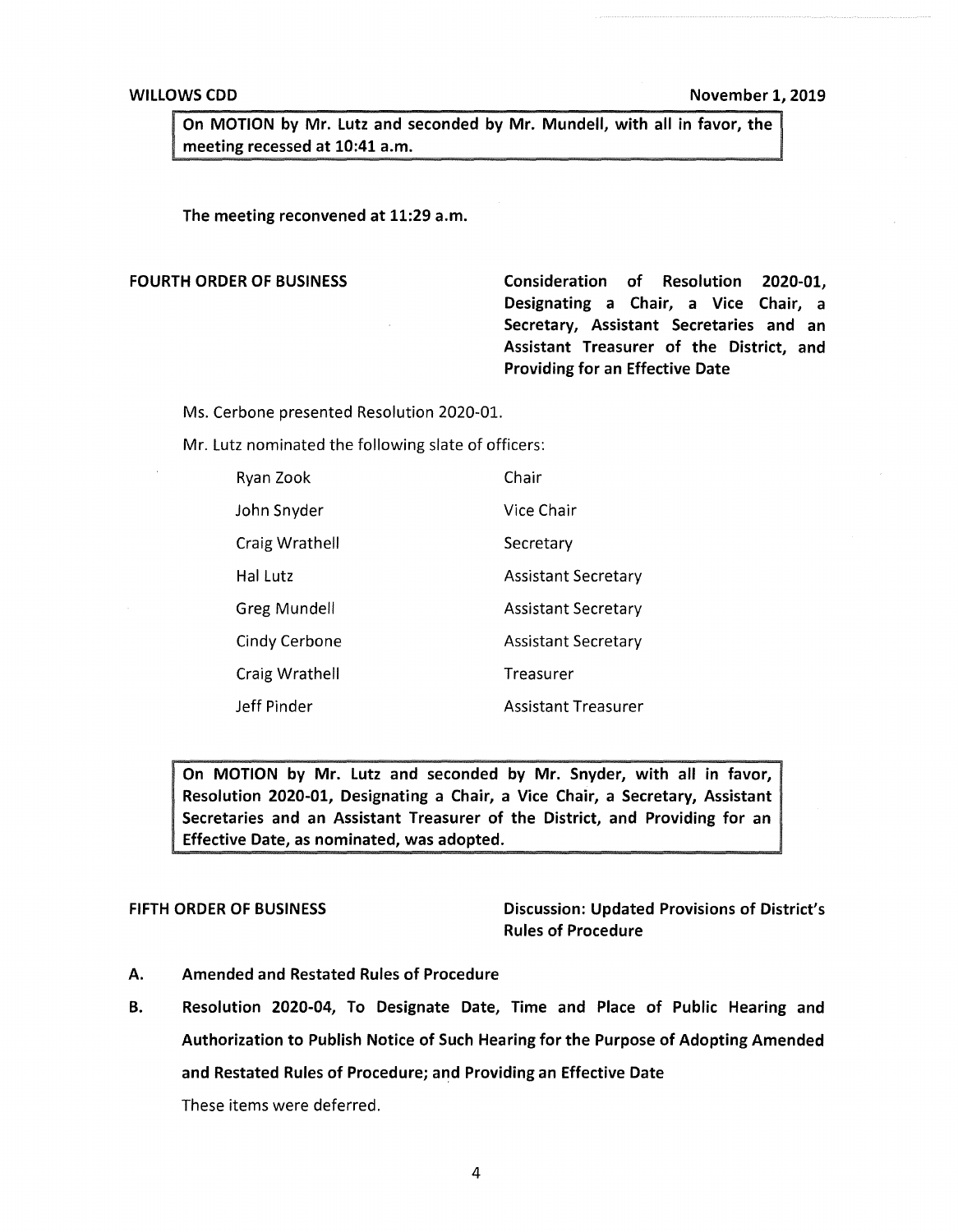**On MOTION by Mr. Lutz and seconded by Mr. Mundell, with all in favor, the meeting recessed at 10:41 a.m.**

**The meeting reconvened at 11:29 a.m.**

**FOURTH ORDER OF BUSINESS** — **Consideration of Resolution 2020-01, Designating a Chair, a Vice Chair, a Secretary, Assistant Secretaries and an Assistant Treasurer of the District, and Providing for an Effective Date**

Ms. Cerbone presented Resolution 2020-01.

Mr. Lutz nominated the following slate of officers:

| | |
|---|---|
| Ryan Zook | Chair |
| John Snyder | Vice Chair |
| Craig Wrathell | Secretary |
| Hal Lutz | Assistant Secretary |
| Greg Mundell | Assistant Secretary |
| Cindy Cerbone | Assistant Secretary |
| Craig Wrathell | Treasurer |
| Jeff Pinder | Assistant Treasurer |

**On MOTION by Mr. Lutz and seconded by Mr. Snyder, with all in favor, Resolution 2020-01, Designating a Chair, a Vice Chair, a Secretary, Assistant Secretaries and an Assistant Treasurer of the District, and Providing for an Effective Date, as nominated, was adopted.**

**FIFTH ORDER OF BUSINESS** — **Discussion: Updated Provisions of District's Rules of Procedure**

**A. Amended and Restated Rules of Procedure**

**B. Resolution 2020-04, To Designate Date, Time and Place of Public Hearing and Authorization to Publish Notice of Such Hearing for the Purpose of Adopting Amended and Restated Rules of Procedure; and Providing an Effective Date**

These items were deferred.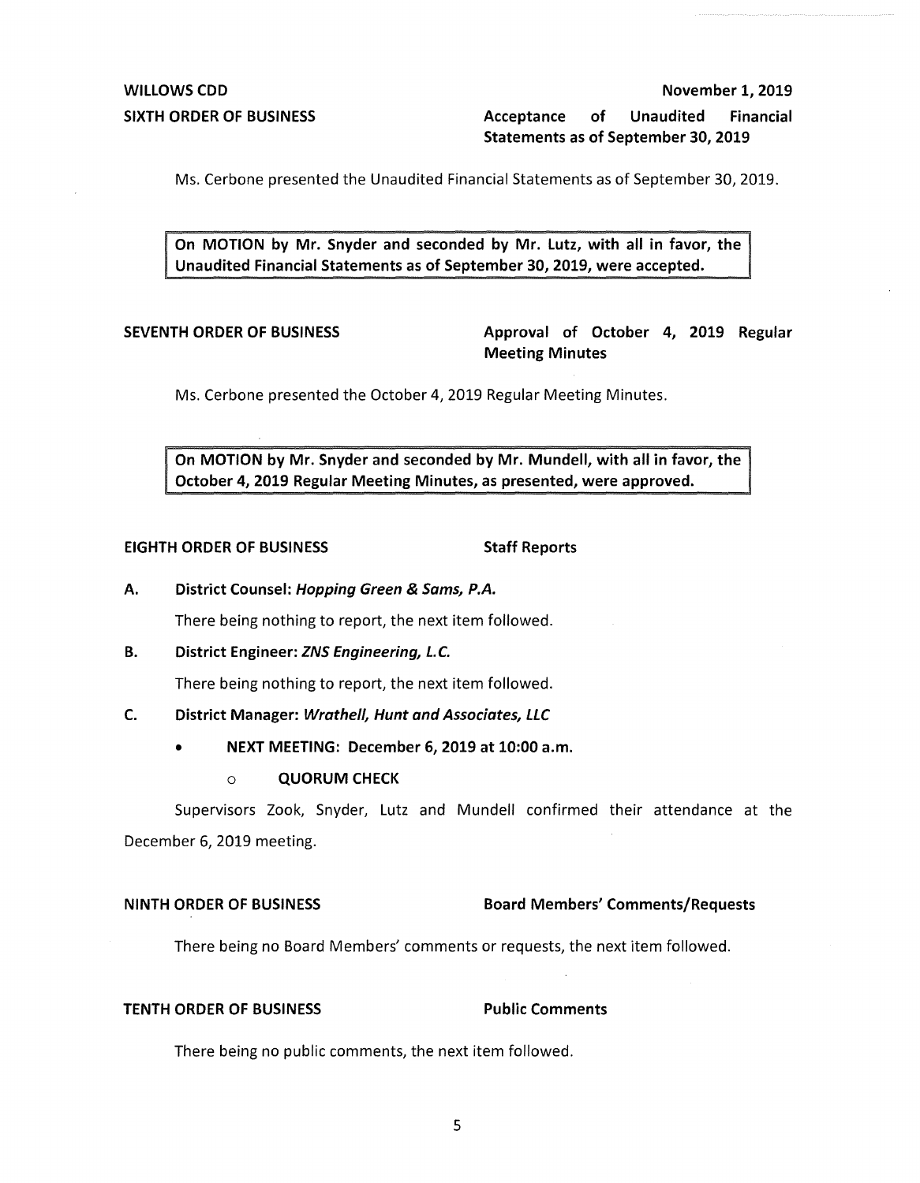**SIXTH ORDER OF BUSINESS** — **Acceptance of Unaudited Financial Statements as of September 30, 2019**

Ms. Cerbone presented the Unaudited Financial Statements as of September 30, 2019.

> **On MOTION by Mr. Snyder and seconded by Mr. Lutz, with all in favor, the Unaudited Financial Statements as of September 30, 2019, were accepted.**

**SEVENTH ORDER OF BUSINESS** — **Approval of October 4, 2019 Regular Meeting Minutes**

Ms. Cerbone presented the October 4, 2019 Regular Meeting Minutes.

> **On MOTION by Mr. Snyder and seconded by Mr. Mundell, with all in favor, the October 4, 2019 Regular Meeting Minutes, as presented, were approved.**

**EIGHTH ORDER OF BUSINESS** — **Staff Reports**

**A. District Counsel: *Hopping Green & Sams, P.A.***

There being nothing to report, the next item followed.

**B. District Engineer: *ZNS Engineering, L.C.***

There being nothing to report, the next item followed.

**C. District Manager: *Wrathell, Hunt and Associates, LLC***

- **NEXT MEETING: December 6, 2019 at 10:00 a.m.**
  - **QUORUM CHECK**

Supervisors Zook, Snyder, Lutz and Mundell confirmed their attendance at the December 6, 2019 meeting.

**NINTH ORDER OF BUSINESS** — **Board Members' Comments/Requests**

There being no Board Members' comments or requests, the next item followed.

**TENTH ORDER OF BUSINESS** — **Public Comments**

There being no public comments, the next item followed.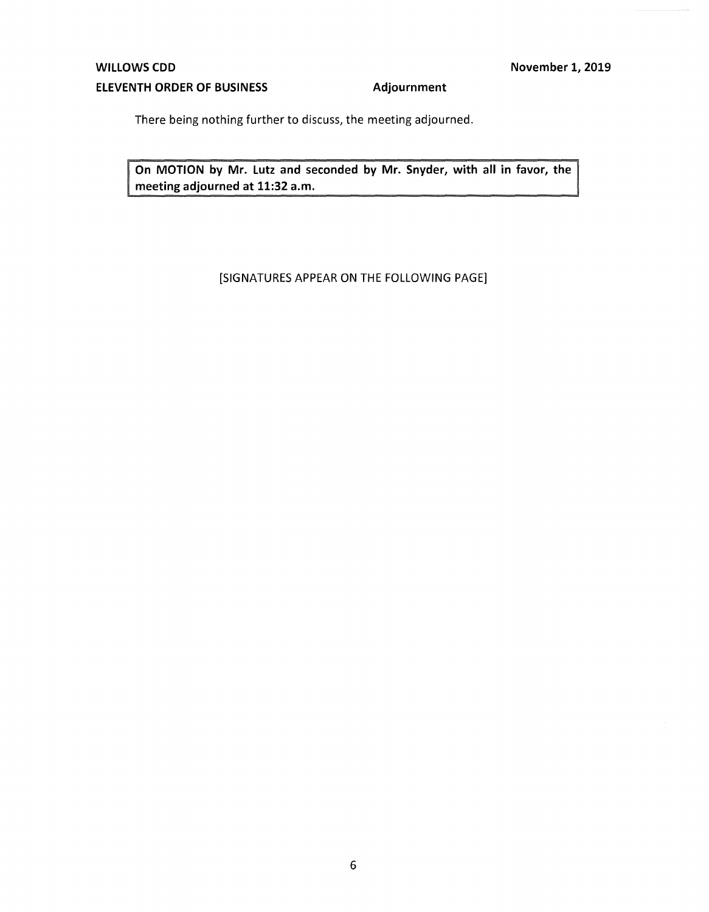**WILLOWS CDD** **November 1, 2019**

**ELEVENTH ORDER OF BUSINESS** **Adjournment**

There being nothing further to discuss, the meeting adjourned.

> **On MOTION by Mr. Lutz and seconded by Mr. Snyder, with all in favor, the meeting adjourned at 11:32 a.m.**

[SIGNATURES APPEAR ON THE FOLLOWING PAGE]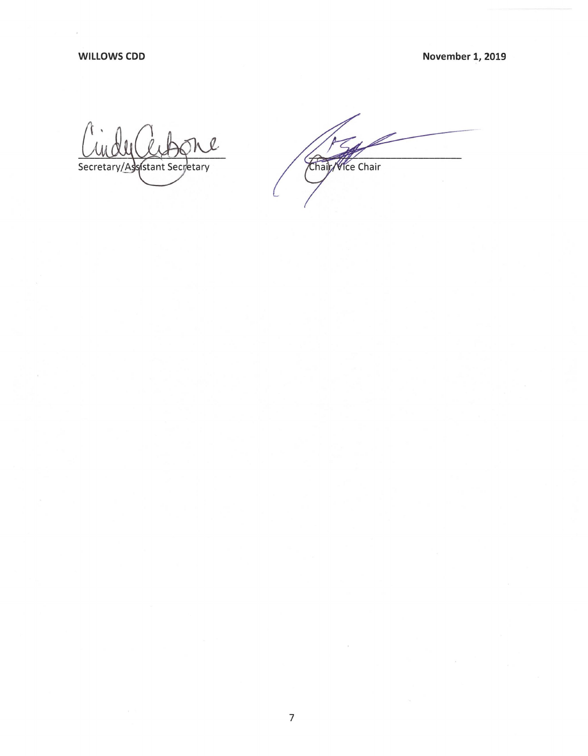**WILLOWS CDD** **November 1, 2019**

______________________________
Secretary/Assistant Secretary

______________________________
Chair/Vice Chair